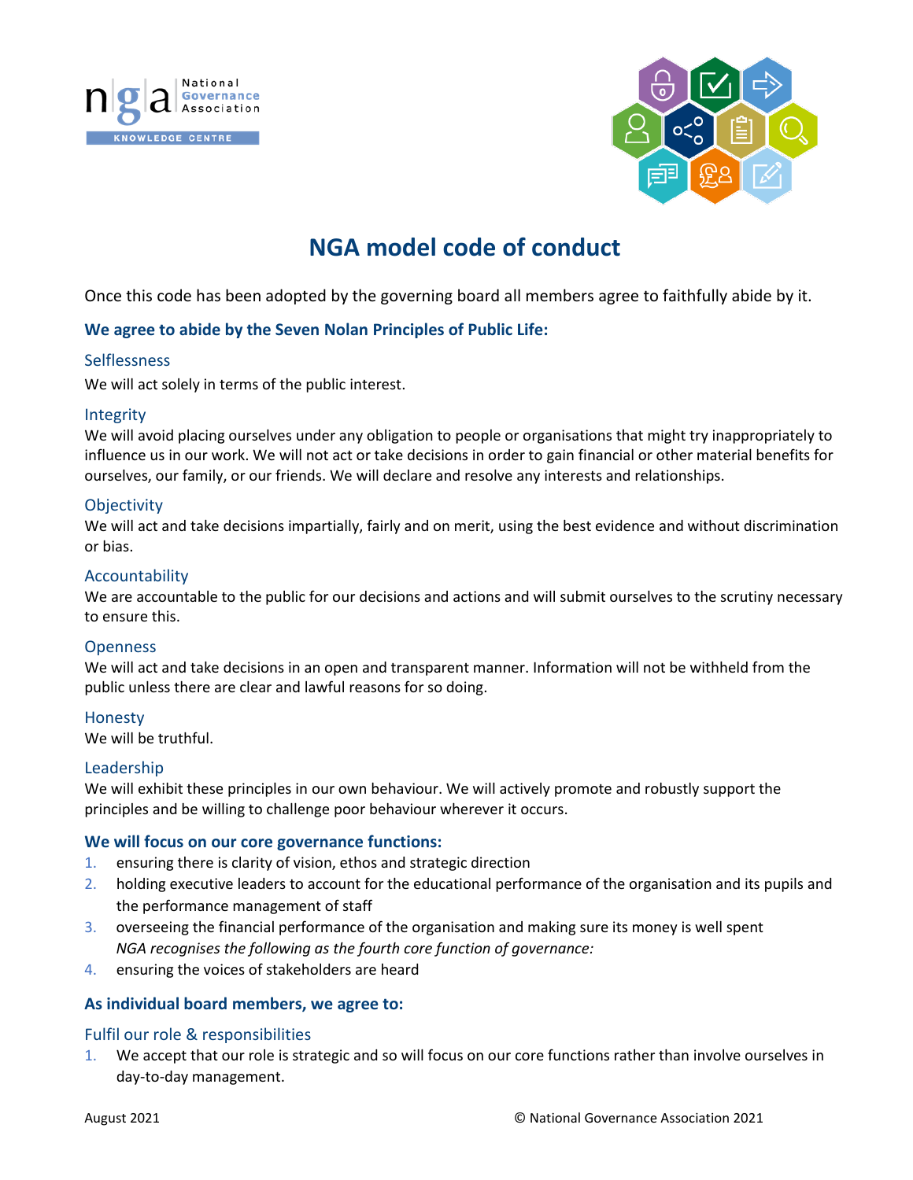# NGA model code of conduct

Once this code has been adopted by the governing board all members agree to faithfully abide by it.

## We agree to abide by the Seven Nolan Principles of Public Life:

### Selflessness

We will act solely in terms of the public interest.

### Integrity

We will avoid placing ourselves under any obligation to people or organisations that might try inappropriately to influence us in our work. We will not act or take decisions in order to gain financial or other material benefits for ourselves, our family, or our friends. We will declare and resolve any interests and relationships.

### Objectivity

We will act and take decisions impartially, fairly and on merit, using the best evidence and without discrimination or bias.

### Accountability

We are accountable to the public for our decisions and actions and will submit ourselves to the scrutiny necessary to ensure this.

### Openness

We will act and take decisions in an open and transparent manner. Information will not be withheld from the public unless there are clear and lawful reasons for so doing.

### Honesty

We will be truthful.

### Leadership

We will exhibit these principles in our own behaviour. We will actively promote and robustly support the principles and be willing to challenge poor behaviour wherever it occurs.

## We will focus on our core governance functions:

1. ensuring there is clarity of vision, ethos and strategic direction
2. holding executive leaders to account for the educational performance of the organisation and its pupils and the performance management of staff
3. overseeing the financial performance of the organisation and making sure its money is well spent

   *NGA recognises the following as the fourth core function of governance:*
4. ensuring the voices of stakeholders are heard

## As individual board members, we agree to:

### Fulfil our role & responsibilities

1. We accept that our role is strategic and so will focus on our core functions rather than involve ourselves in day-to-day management.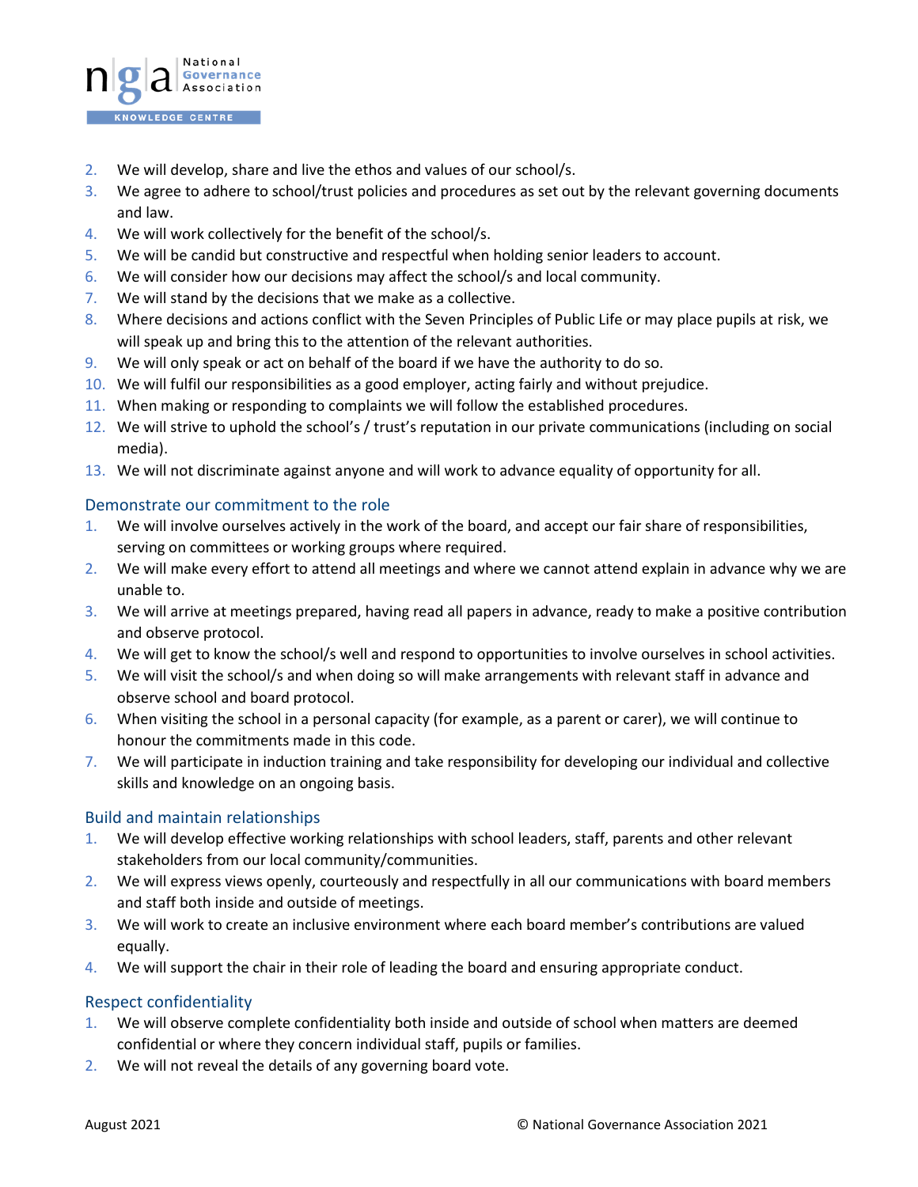2. We will develop, share and live the ethos and values of our school/s.
3. We agree to adhere to school/trust policies and procedures as set out by the relevant governing documents and law.
4. We will work collectively for the benefit of the school/s.
5. We will be candid but constructive and respectful when holding senior leaders to account.
6. We will consider how our decisions may affect the school/s and local community.
7. We will stand by the decisions that we make as a collective.
8. Where decisions and actions conflict with the Seven Principles of Public Life or may place pupils at risk, we will speak up and bring this to the attention of the relevant authorities.
9. We will only speak or act on behalf of the board if we have the authority to do so.
10. We will fulfil our responsibilities as a good employer, acting fairly and without prejudice.
11. When making or responding to complaints we will follow the established procedures.
12. We will strive to uphold the school's / trust's reputation in our private communications (including on social media).
13. We will not discriminate against anyone and will work to advance equality of opportunity for all.

## Demonstrate our commitment to the role

1. We will involve ourselves actively in the work of the board, and accept our fair share of responsibilities, serving on committees or working groups where required.
2. We will make every effort to attend all meetings and where we cannot attend explain in advance why we are unable to.
3. We will arrive at meetings prepared, having read all papers in advance, ready to make a positive contribution and observe protocol.
4. We will get to know the school/s well and respond to opportunities to involve ourselves in school activities.
5. We will visit the school/s and when doing so will make arrangements with relevant staff in advance and observe school and board protocol.
6. When visiting the school in a personal capacity (for example, as a parent or carer), we will continue to honour the commitments made in this code.
7. We will participate in induction training and take responsibility for developing our individual and collective skills and knowledge on an ongoing basis.

## Build and maintain relationships

1. We will develop effective working relationships with school leaders, staff, parents and other relevant stakeholders from our local community/communities.
2. We will express views openly, courteously and respectfully in all our communications with board members and staff both inside and outside of meetings.
3. We will work to create an inclusive environment where each board member's contributions are valued equally.
4. We will support the chair in their role of leading the board and ensuring appropriate conduct.

## Respect confidentiality

1. We will observe complete confidentiality both inside and outside of school when matters are deemed confidential or where they concern individual staff, pupils or families.
2. We will not reveal the details of any governing board vote.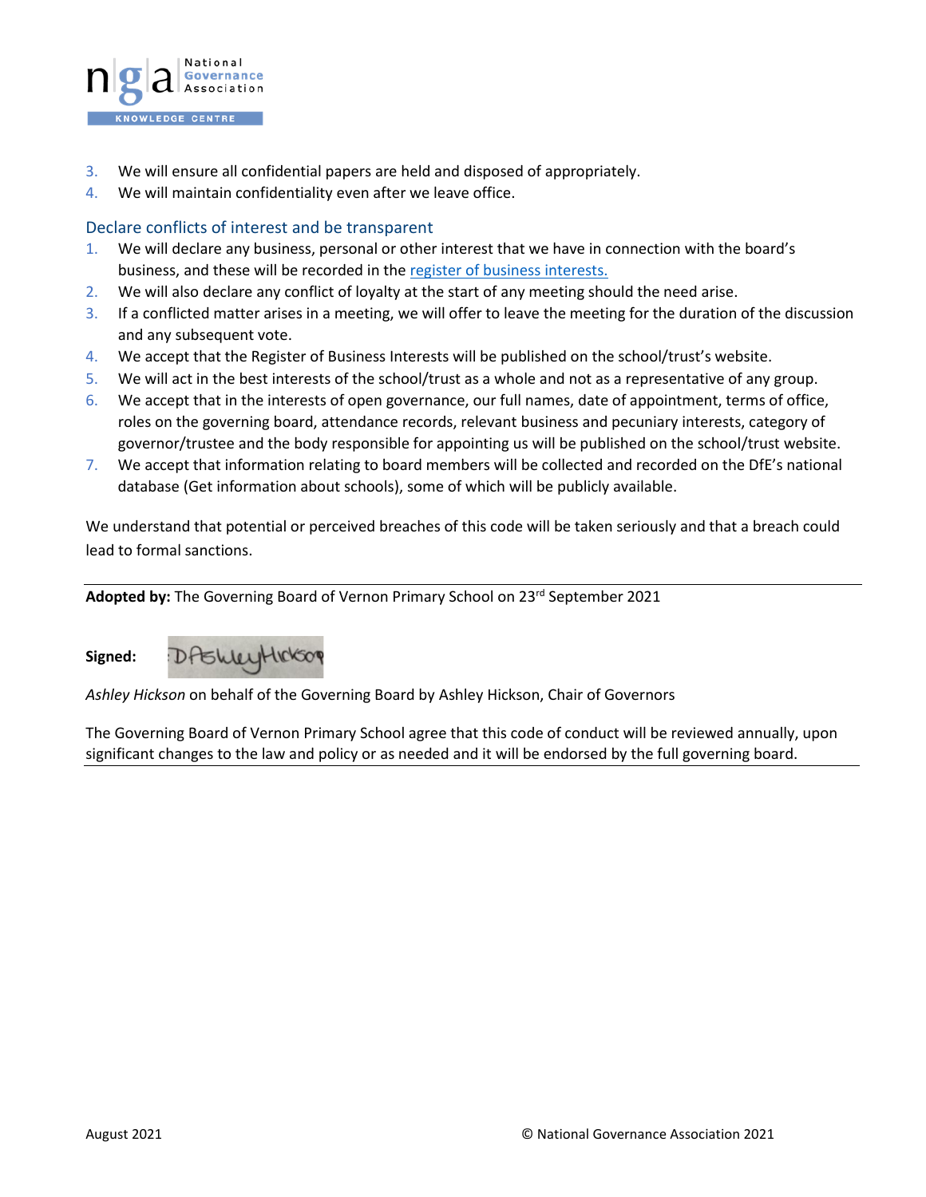3. We will ensure all confidential papers are held and disposed of appropriately.
4. We will maintain confidentiality even after we leave office.

## Declare conflicts of interest and be transparent

1. We will declare any business, personal or other interest that we have in connection with the board's business, and these will be recorded in the register of business interests.
2. We will also declare any conflict of loyalty at the start of any meeting should the need arise.
3. If a conflicted matter arises in a meeting, we will offer to leave the meeting for the duration of the discussion and any subsequent vote.
4. We accept that the Register of Business Interests will be published on the school/trust's website.
5. We will act in the best interests of the school/trust as a whole and not as a representative of any group.
6. We accept that in the interests of open governance, our full names, date of appointment, terms of office, roles on the governing board, attendance records, relevant business and pecuniary interests, category of governor/trustee and the body responsible for appointing us will be published on the school/trust website.
7. We accept that information relating to board members will be collected and recorded on the DfE's national database (Get information about schools), some of which will be publicly available.

We understand that potential or perceived breaches of this code will be taken seriously and that a breach could lead to formal sanctions.

---

**Adopted by:** The Governing Board of Vernon Primary School on 23rd September 2021

**Signed:** DAshleyHickson

*Ashley Hickson* on behalf of the Governing Board by Ashley Hickson, Chair of Governors

The Governing Board of Vernon Primary School agree that this code of conduct will be reviewed annually, upon significant changes to the law and policy or as needed and it will be endorsed by the full governing board.